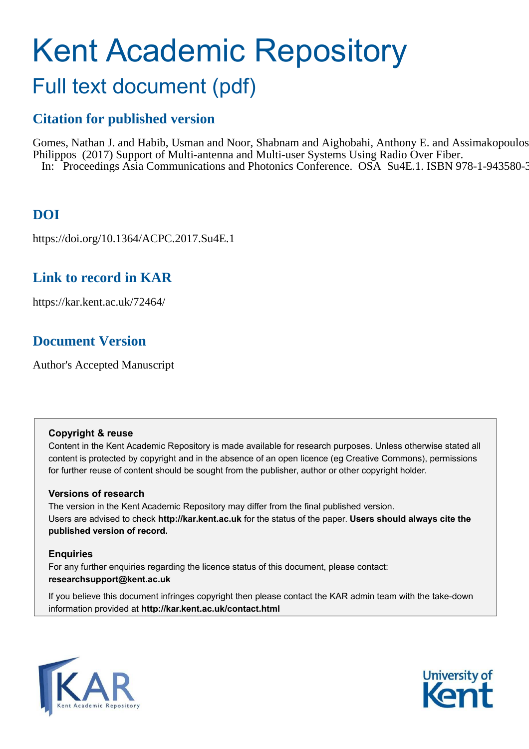# Kent Academic Repository

## Full text document (pdf)

### Citation for published version

Gomes, Nathan J. and Habib, Usman and Noor, Shabnam and Aighobahi, Anthony E. and Assimakopoulos Philippos (2017) Support of Multi-antenna and Multi-user Systems Using Radio Over Fiber. In: Proceedings Asia Communications and Photonics Conference. OSA Su4E.1. ISBN 978-1-943580-3

### DOI

https://doi.org/10.1364/ACPC.2017.Su4E.1

### Link to record in KAR

https://kar.kent.ac.uk/72464/

### Document Version

Author's Accepted Manuscript

**Copyright & reuse**

Content in the Kent Academic Repository is made available for research purposes. Unless otherwise stated all content is protected by copyright and in the absence of an open licence (eg Creative Commons), permissions for further reuse of content should be sought from the publisher, author or other copyright holder.

**Versions of research**

The version in the Kent Academic Repository may differ from the final published version. Users are advised to check **http://kar.kent.ac.uk** for the status of the paper. **Users should always cite the published version of record.**

**Enquiries**

For any further enquiries regarding the licence status of this document, please contact: **researchsupport@kent.ac.uk**

If you believe this document infringes copyright then please contact the KAR admin team with the take-down information provided at **http://kar.kent.ac.uk/contact.html**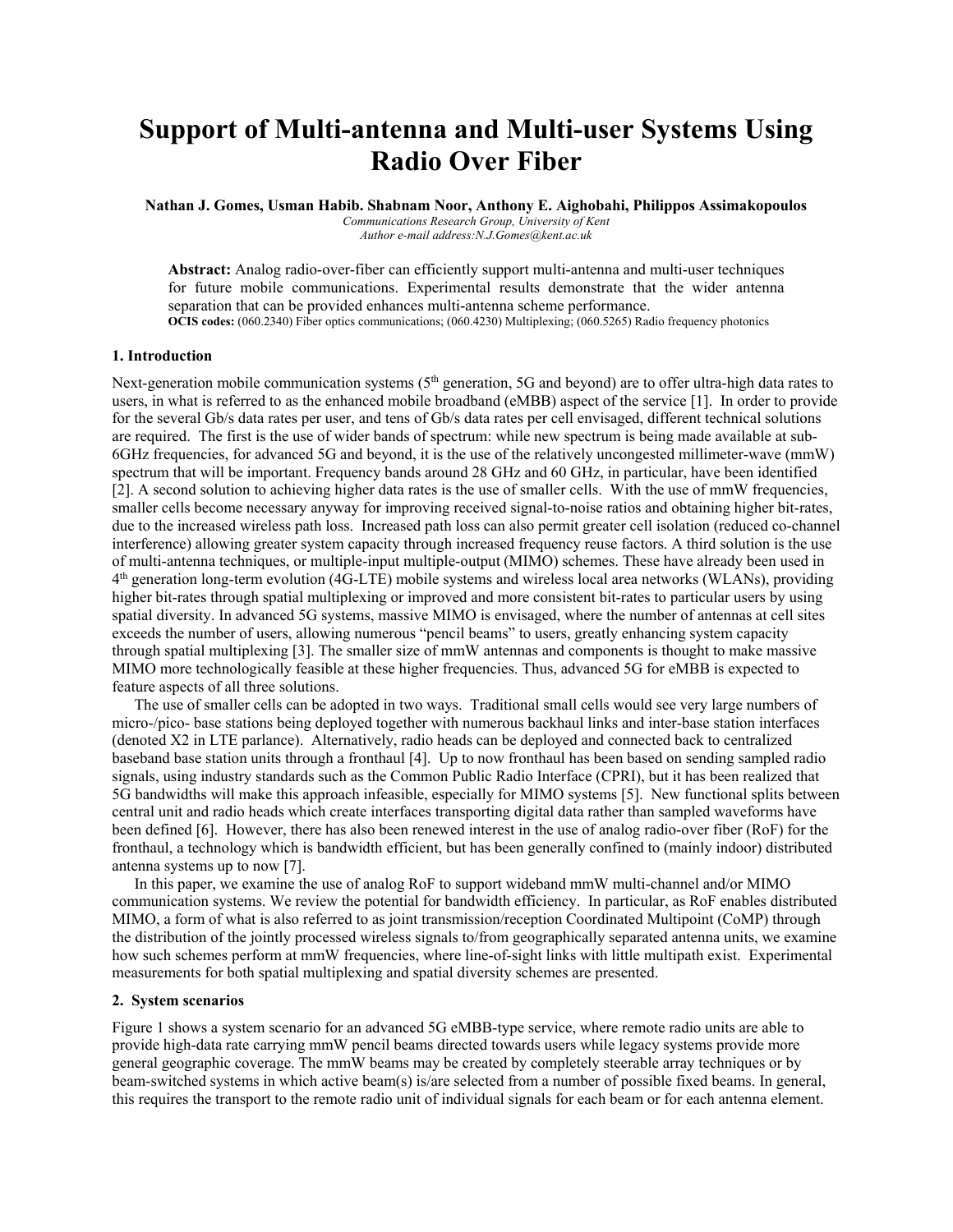# Support of Multi-antenna and Multi-user Systems Using Radio Over Fiber

**Nathan J. Gomes, Usman Habib. Shabnam Noor, Anthony E. Aighobahi, Philippos Assimakopoulos**

*Communications Research Group, University of Kent*
*Author e-mail address:N.J.Gomes@kent.ac.uk*

**Abstract:** Analog radio-over-fiber can efficiently support multi-antenna and multi-user techniques for future mobile communications. Experimental results demonstrate that the wider antenna separation that can be provided enhances multi-antenna scheme performance.

**OCIS codes:** (060.2340) Fiber optics communications; (060.4230) Multiplexing; (060.5265) Radio frequency photonics

## 1. Introduction

Next-generation mobile communication systems (5th generation, 5G and beyond) are to offer ultra-high data rates to users, in what is referred to as the enhanced mobile broadband (eMBB) aspect of the service [1]. In order to provide for the several Gb/s data rates per user, and tens of Gb/s data rates per cell envisaged, different technical solutions are required. The first is the use of wider bands of spectrum: while new spectrum is being made available at sub-6GHz frequencies, for advanced 5G and beyond, it is the use of the relatively uncongested millimeter-wave (mmW) spectrum that will be important. Frequency bands around 28 GHz and 60 GHz, in particular, have been identified [2]. A second solution to achieving higher data rates is the use of smaller cells. With the use of mmW frequencies, smaller cells become necessary anyway for improving received signal-to-noise ratios and obtaining higher bit-rates, due to the increased wireless path loss. Increased path loss can also permit greater cell isolation (reduced co-channel interference) allowing greater system capacity through increased frequency reuse factors. A third solution is the use of multi-antenna techniques, or multiple-input multiple-output (MIMO) schemes. These have already been used in 4th generation long-term evolution (4G-LTE) mobile systems and wireless local area networks (WLANs), providing higher bit-rates through spatial multiplexing or improved and more consistent bit-rates to particular users by using spatial diversity. In advanced 5G systems, massive MIMO is envisaged, where the number of antennas at cell sites exceeds the number of users, allowing numerous "pencil beams" to users, greatly enhancing system capacity through spatial multiplexing [3]. The smaller size of mmW antennas and components is thought to make massive MIMO more technologically feasible at these higher frequencies. Thus, advanced 5G for eMBB is expected to feature aspects of all three solutions.

The use of smaller cells can be adopted in two ways. Traditional small cells would see very large numbers of micro-/pico- base stations being deployed together with numerous backhaul links and inter-base station interfaces (denoted X2 in LTE parlance). Alternatively, radio heads can be deployed and connected back to centralized baseband base station units through a fronthaul [4]. Up to now fronthaul has been based on sending sampled radio signals, using industry standards such as the Common Public Radio Interface (CPRI), but it has been realized that 5G bandwidths will make this approach infeasible, especially for MIMO systems [5]. New functional splits between central unit and radio heads which create interfaces transporting digital data rather than sampled waveforms have been defined [6]. However, there has also been renewed interest in the use of analog radio-over fiber (RoF) for the fronthaul, a technology which is bandwidth efficient, but has been generally confined to (mainly indoor) distributed antenna systems up to now [7].

In this paper, we examine the use of analog RoF to support wideband mmW multi-channel and/or MIMO communication systems. We review the potential for bandwidth efficiency. In particular, as RoF enables distributed MIMO, a form of what is also referred to as joint transmission/reception Coordinated Multipoint (CoMP) through the distribution of the jointly processed wireless signals to/from geographically separated antenna units, we examine how such schemes perform at mmW frequencies, where line-of-sight links with little multipath exist. Experimental measurements for both spatial multiplexing and spatial diversity schemes are presented.

## 2. System scenarios

Figure 1 shows a system scenario for an advanced 5G eMBB-type service, where remote radio units are able to provide high-data rate carrying mmW pencil beams directed towards users while legacy systems provide more general geographic coverage. The mmW beams may be created by completely steerable array techniques or by beam-switched systems in which active beam(s) is/are selected from a number of possible fixed beams. In general, this requires the transport to the remote radio unit of individual signals for each beam or for each antenna element.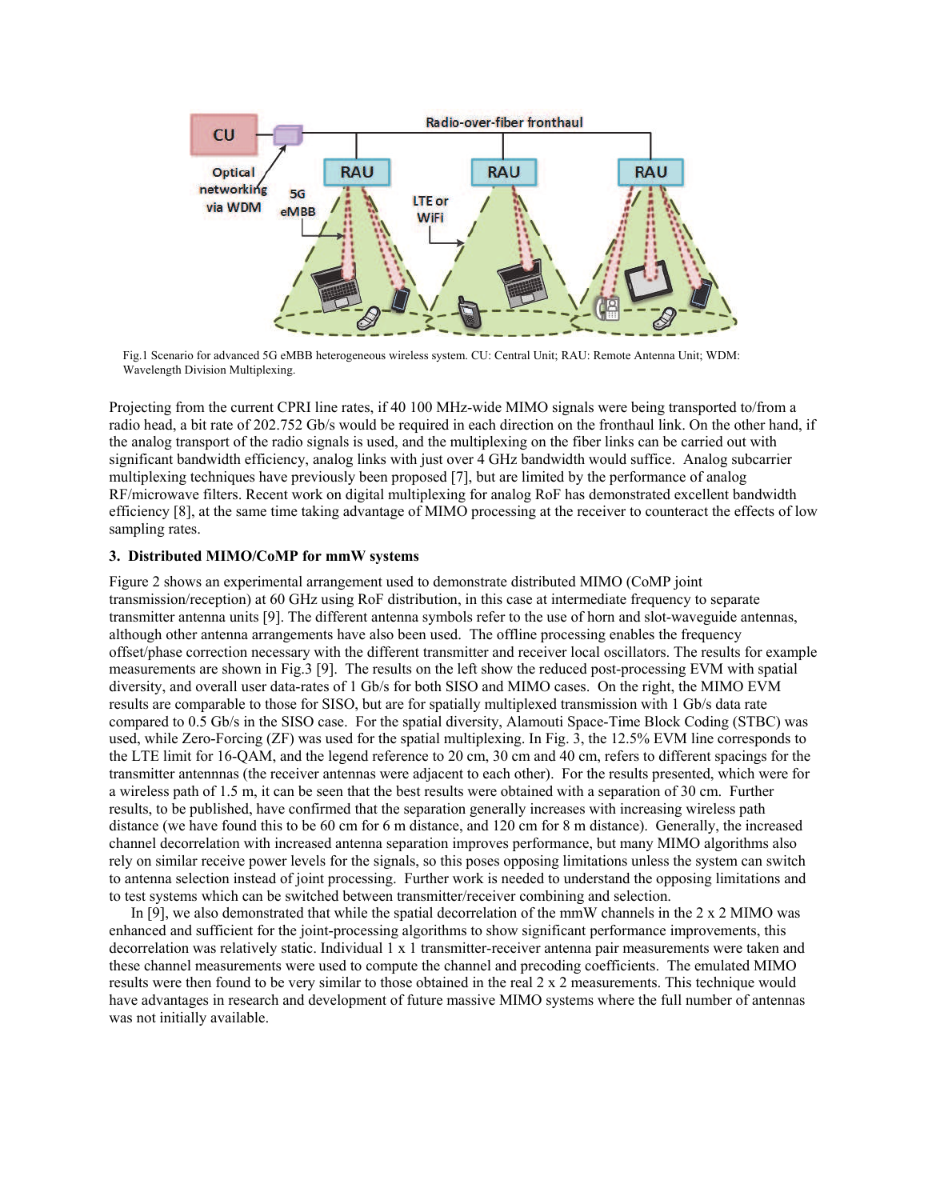Fig.1 Scenario for advanced 5G eMBB heterogeneous wireless system. CU: Central Unit; RAU: Remote Antenna Unit; WDM: Wavelength Division Multiplexing.

Projecting from the current CPRI line rates, if 40 100 MHz-wide MIMO signals were being transported to/from a radio head, a bit rate of 202.752 Gb/s would be required in each direction on the fronthaul link. On the other hand, if the analog transport of the radio signals is used, and the multiplexing on the fiber links can be carried out with significant bandwidth efficiency, analog links with just over 4 GHz bandwidth would suffice. Analog subcarrier multiplexing techniques have previously been proposed [7], but are limited by the performance of analog RF/microwave filters. Recent work on digital multiplexing for analog RoF has demonstrated excellent bandwidth efficiency [8], at the same time taking advantage of MIMO processing at the receiver to counteract the effects of low sampling rates.

### 3. Distributed MIMO/CoMP for mmW systems

Figure 2 shows an experimental arrangement used to demonstrate distributed MIMO (CoMP joint transmission/reception) at 60 GHz using RoF distribution, in this case at intermediate frequency to separate transmitter antenna units [9]. The different antenna symbols refer to the use of horn and slot-waveguide antennas, although other antenna arrangements have also been used. The offline processing enables the frequency offset/phase correction necessary with the different transmitter and receiver local oscillators. The results for example measurements are shown in Fig.3 [9]. The results on the left show the reduced post-processing EVM with spatial diversity, and overall user data-rates of 1 Gb/s for both SISO and MIMO cases. On the right, the MIMO EVM results are comparable to those for SISO, but are for spatially multiplexed transmission with 1 Gb/s data rate compared to 0.5 Gb/s in the SISO case. For the spatial diversity, Alamouti Space-Time Block Coding (STBC) was used, while Zero-Forcing (ZF) was used for the spatial multiplexing. In Fig. 3, the 12.5% EVM line corresponds to the LTE limit for 16-QAM, and the legend reference to 20 cm, 30 cm and 40 cm, refers to different spacings for the transmitter antennnas (the receiver antennas were adjacent to each other). For the results presented, which were for a wireless path of 1.5 m, it can be seen that the best results were obtained with a separation of 30 cm. Further results, to be published, have confirmed that the separation generally increases with increasing wireless path distance (we have found this to be 60 cm for 6 m distance, and 120 cm for 8 m distance). Generally, the increased channel decorrelation with increased antenna separation improves performance, but many MIMO algorithms also rely on similar receive power levels for the signals, so this poses opposing limitations unless the system can switch to antenna selection instead of joint processing. Further work is needed to understand the opposing limitations and to test systems which can be switched between transmitter/receiver combining and selection.

In [9], we also demonstrated that while the spatial decorrelation of the mmW channels in the 2 x 2 MIMO was enhanced and sufficient for the joint-processing algorithms to show significant performance improvements, this decorrelation was relatively static. Individual 1 x 1 transmitter-receiver antenna pair measurements were taken and these channel measurements were used to compute the channel and precoding coefficients. The emulated MIMO results were then found to be very similar to those obtained in the real 2 x 2 measurements. This technique would have advantages in research and development of future massive MIMO systems where the full number of antennas was not initially available.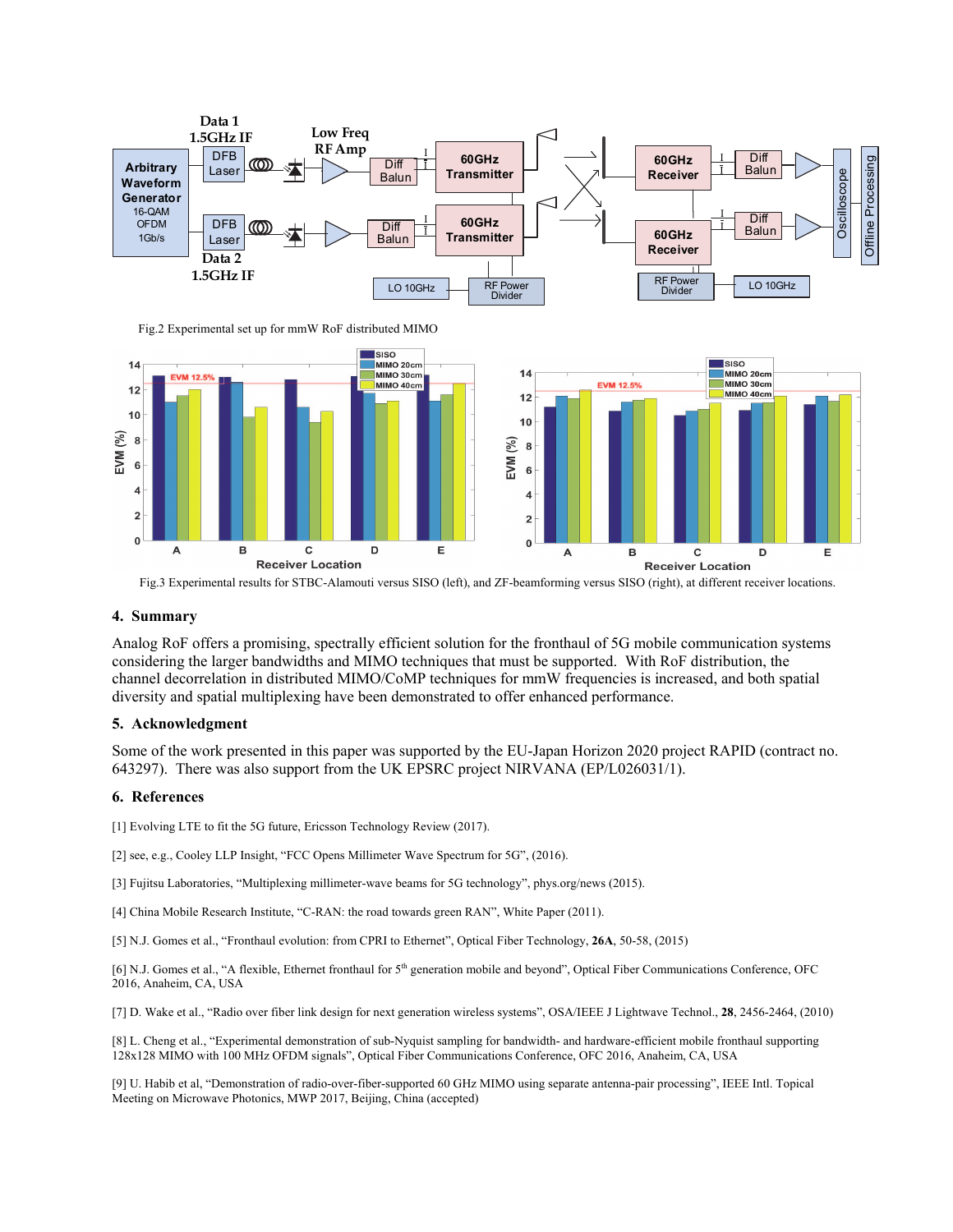Data 1
1.5GHz IF
Arbitrary Waveform Generator
16-QAM
OFDM
1Gb/s
DFB Laser
Low Freq RF Amp
Diff Balun
60GHz Transmitter
DFB Laser
Data 2
1.5GHz IF
Diff Balun
60GHz Transmitter
LO 10GHz
RF Power Divider
60GHz Receiver
Diff Balun
60GHz Receiver
Diff Balun
RF Power Divider
LO 10GHz
Oscilloscope
Offline Processing

Fig.2 Experimental set up for mmW RoF distributed MIMO

EVM (%)
EVM 12.5%
SISO
MIMO 20cm
MIMO 30cm
MIMO 40cm
0
2
4
6
8
10
12
14
A
B
C
D
E
Receiver Location

EVM (%)
EVM 12.5%
SISO
MIMO 20cm
MIMO 30cm
MIMO 40cm
0
2
4
6
8
10
12
14
A
B
C
D
E
Receiver Location

Fig.3 Experimental results for STBC-Alamouti versus SISO (left), and ZF-beamforming versus SISO (right), at different receiver locations.

## 4. Summary

Analog RoF offers a promising, spectrally efficient solution for the fronthaul of 5G mobile communication systems considering the larger bandwidths and MIMO techniques that must be supported. With RoF distribution, the channel decorrelation in distributed MIMO/CoMP techniques for mmW frequencies is increased, and both spatial diversity and spatial multiplexing have been demonstrated to offer enhanced performance.

## 5. Acknowledgment

Some of the work presented in this paper was supported by the EU-Japan Horizon 2020 project RAPID (contract no. 643297). There was also support from the UK EPSRC project NIRVANA (EP/L026031/1).

## 6. References

[1] Evolving LTE to fit the 5G future, Ericsson Technology Review (2017).

[2] see, e.g., Cooley LLP Insight, "FCC Opens Millimeter Wave Spectrum for 5G", (2016).

[3] Fujitsu Laboratories, "Multiplexing millimeter-wave beams for 5G technology", phys.org/news (2015).

[4] China Mobile Research Institute, "C-RAN: the road towards green RAN", White Paper (2011).

[5] N.J. Gomes et al., "Fronthaul evolution: from CPRI to Ethernet", Optical Fiber Technology, **26A**, 50-58, (2015)

[6] N.J. Gomes et al., "A flexible, Ethernet fronthaul for 5th generation mobile and beyond", Optical Fiber Communications Conference, OFC 2016, Anaheim, CA, USA

[7] D. Wake et al., "Radio over fiber link design for next generation wireless systems", OSA/IEEE J Lightwave Technol., **28**, 2456-2464, (2010)

[8] L. Cheng et al., "Experimental demonstration of sub-Nyquist sampling for bandwidth- and hardware-efficient mobile fronthaul supporting 128x128 MIMO with 100 MHz OFDM signals", Optical Fiber Communications Conference, OFC 2016, Anaheim, CA, USA

[9] U. Habib et al, "Demonstration of radio-over-fiber-supported 60 GHz MIMO using separate antenna-pair processing", IEEE Intl. Topical Meeting on Microwave Photonics, MWP 2017, Beijing, China (accepted)